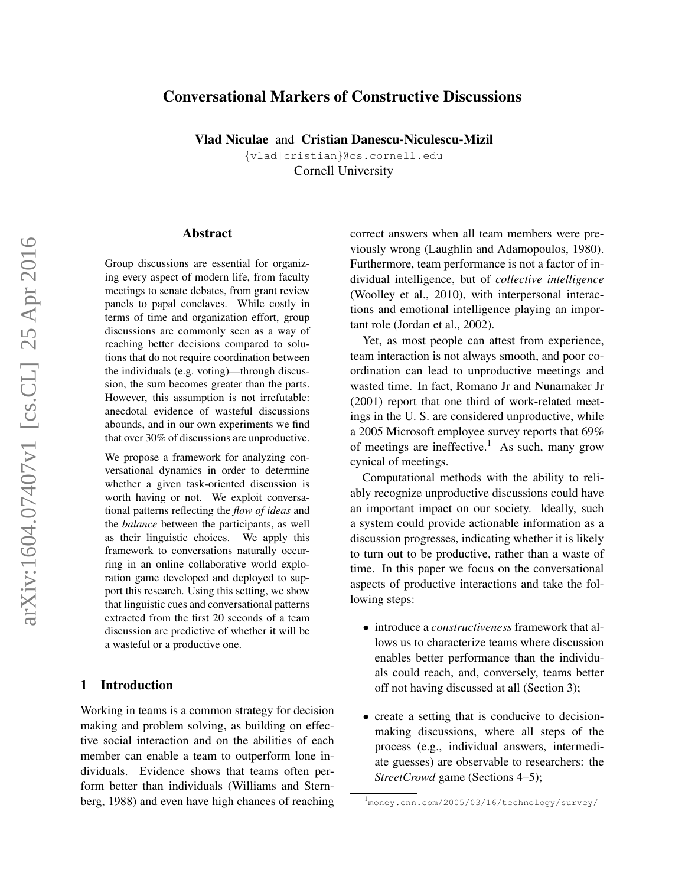# Conversational Markers of Constructive Discussions

**Vlad Niculae** and **Cristian Danescu-Niculescu-Mizil**

{vlad|cristian}@cs.cornell.edu

Cornell University

## Abstract

Group discussions are essential for organizing every aspect of modern life, from faculty meetings to senate debates, from grant review panels to papal conclaves. While costly in terms of time and organization effort, group discussions are commonly seen as a way of reaching better decisions compared to solutions that do not require coordination between the individuals (e.g. voting)—through discussion, the sum becomes greater than the parts. However, this assumption is not irrefutable: anecdotal evidence of wasteful discussions abounds, and in our own experiments we find that over 30% of discussions are unproductive.

We propose a framework for analyzing conversational dynamics in order to determine whether a given task-oriented discussion is worth having or not. We exploit conversational patterns reflecting the *flow of ideas* and the *balance* between the participants, as well as their linguistic choices. We apply this framework to conversations naturally occurring in an online collaborative world exploration game developed and deployed to support this research. Using this setting, we show that linguistic cues and conversational patterns extracted from the first 20 seconds of a team discussion are predictive of whether it will be a wasteful or a productive one.

## 1 Introduction

Working in teams is a common strategy for decision making and problem solving, as building on effective social interaction and on the abilities of each member can enable a team to outperform lone individuals. Evidence shows that teams often perform better than individuals (Williams and Sternberg, 1988) and even have high chances of reaching correct answers when all team members were previously wrong (Laughlin and Adamopoulos, 1980). Furthermore, team performance is not a factor of individual intelligence, but of *collective intelligence* (Woolley et al., 2010), with interpersonal interactions and emotional intelligence playing an important role (Jordan et al., 2002).

Yet, as most people can attest from experience, team interaction is not always smooth, and poor coordination can lead to unproductive meetings and wasted time. In fact, Romano Jr and Nunamaker Jr (2001) report that one third of work-related meetings in the U. S. are considered unproductive, while a 2005 Microsoft employee survey reports that 69% of meetings are ineffective.[1] As such, many grow cynical of meetings.

Computational methods with the ability to reliably recognize unproductive discussions could have an important impact on our society. Ideally, such a system could provide actionable information as a discussion progresses, indicating whether it is likely to turn out to be productive, rather than a waste of time. In this paper we focus on the conversational aspects of productive interactions and take the following steps:

- introduce a *constructiveness* framework that allows us to characterize teams where discussion enables better performance than the individuals could reach, and, conversely, teams better off not having discussed at all (Section 3);
- create a setting that is conducive to decision-making discussions, where all steps of the process (e.g., individual answers, intermediate guesses) are observable to researchers: the *StreetCrowd* game (Sections 4–5);

[1] money.cnn.com/2005/03/16/technology/survey/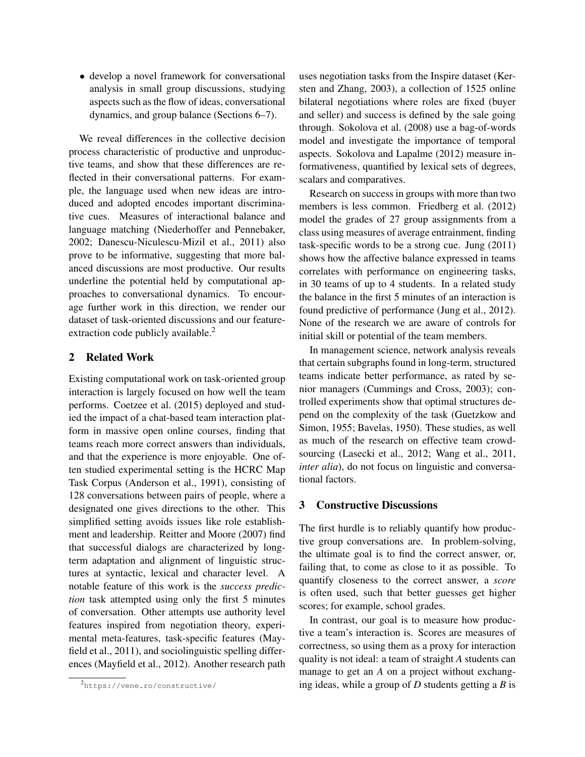- develop a novel framework for conversational analysis in small group discussions, studying aspects such as the flow of ideas, conversational dynamics, and group balance (Sections 6–7).

We reveal differences in the collective decision process characteristic of productive and unproductive teams, and show that these differences are reflected in their conversational patterns. For example, the language used when new ideas are introduced and adopted encodes important discriminative cues. Measures of interactional balance and language matching (Niederhoffer and Pennebaker, 2002; Danescu-Niculescu-Mizil et al., 2011) also prove to be informative, suggesting that more balanced discussions are most productive. Our results underline the potential held by computational approaches to conversational dynamics. To encourage further work in this direction, we render our dataset of task-oriented discussions and our feature-extraction code publicly available.[2]

## 2 Related Work

Existing computational work on task-oriented group interaction is largely focused on how well the team performs. Coetzee et al. (2015) deployed and studied the impact of a chat-based team interaction platform in massive open online courses, finding that teams reach more correct answers than individuals, and that the experience is more enjoyable. One often studied experimental setting is the HCRC Map Task Corpus (Anderson et al., 1991), consisting of 128 conversations between pairs of people, where a designated one gives directions to the other. This simplified setting avoids issues like role establishment and leadership. Reitter and Moore (2007) find that successful dialogs are characterized by long-term adaptation and alignment of linguistic structures at syntactic, lexical and character level. A notable feature of this work is the *success prediction* task attempted using only the first 5 minutes of conversation. Other attempts use authority level features inspired from negotiation theory, experimental meta-features, task-specific features (Mayfield et al., 2011), and sociolinguistic spelling differences (Mayfield et al., 2012). Another research path uses negotiation tasks from the Inspire dataset (Kersten and Zhang, 2003), a collection of 1525 online bilateral negotiations where roles are fixed (buyer and seller) and success is defined by the sale going through. Sokolova et al. (2008) use a bag-of-words model and investigate the importance of temporal aspects. Sokolova and Lapalme (2012) measure informativeness, quantified by lexical sets of degrees, scalars and comparatives.

Research on success in groups with more than two members is less common. Friedberg et al. (2012) model the grades of 27 group assignments from a class using measures of average entrainment, finding task-specific words to be a strong cue. Jung (2011) shows how the affective balance expressed in teams correlates with performance on engineering tasks, in 30 teams of up to 4 students. In a related study the balance in the first 5 minutes of an interaction is found predictive of performance (Jung et al., 2012). None of the research we are aware of controls for initial skill or potential of the team members.

In management science, network analysis reveals that certain subgraphs found in long-term, structured teams indicate better performance, as rated by senior managers (Cummings and Cross, 2003); controlled experiments show that optimal structures depend on the complexity of the task (Guetzkow and Simon, 1955; Bavelas, 1950). These studies, as well as much of the research on effective team crowdsourcing (Lasecki et al., 2012; Wang et al., 2011, *inter alia*), do not focus on linguistic and conversational factors.

## 3 Constructive Discussions

The first hurdle is to reliably quantify how productive group conversations are. In problem-solving, the ultimate goal is to find the correct answer, or, failing that, to come as close to it as possible. To quantify closeness to the correct answer, a *score* is often used, such that better guesses get higher scores; for example, school grades.

In contrast, our goal is to measure how productive a team's interaction is. Scores are measures of correctness, so using them as a proxy for interaction quality is not ideal: a team of straight *A* students can manage to get an *A* on a project without exchanging ideas, while a group of *D* students getting a *B* is

[2] https://vene.ro/constructive/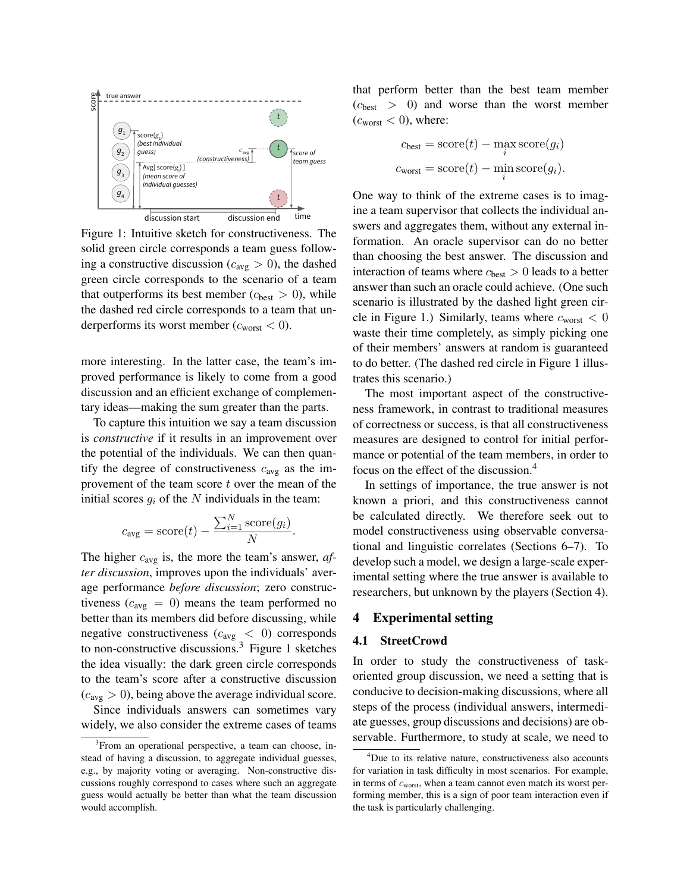Figure 1: Intuitive sketch for constructiveness. The solid green circle corresponds a team guess following a constructive discussion ($c_{\text{avg}} > 0$), the dashed green circle corresponds to the scenario of a team that outperforms its best member ($c_{\text{best}} > 0$), while the dashed red circle corresponds to a team that underperforms its worst member ($c_{\text{worst}} < 0$).

more interesting. In the latter case, the team's improved performance is likely to come from a good discussion and an efficient exchange of complementary ideas—making the sum greater than the parts.

To capture this intuition we say a team discussion is *constructive* if it results in an improvement over the potential of the individuals. We can then quantify the degree of constructiveness $c_{\text{avg}}$ as the improvement of the team score $t$ over the mean of the initial scores $g_i$ of the $N$ individuals in the team:

$$c_{\text{avg}} = \text{score}(t) - \frac{\sum_{i=1}^{N} \text{score}(g_i)}{N}.$$

The higher $c_{\text{avg}}$ is, the more the team's answer, *after discussion*, improves upon the individuals' average performance *before discussion*; zero constructiveness ($c_{\text{avg}} = 0$) means the team performed no better than its members did before discussing, while negative constructiveness ($c_{\text{avg}} < 0$) corresponds to non-constructive discussions.[3] Figure 1 sketches the idea visually: the dark green circle corresponds to the team's score after a constructive discussion ($c_{\text{avg}} > 0$), being above the average individual score.

Since individuals answers can sometimes vary widely, we also consider the extreme cases of teams that perform better than the best team member ($c_{\text{best}} > 0$) and worse than the worst member ($c_{\text{worst}} < 0$), where:

$$c_{\text{best}} = \text{score}(t) - \max_i \text{score}(g_i)$$
$$c_{\text{worst}} = \text{score}(t) - \min_i \text{score}(g_i).$$

One way to think of the extreme cases is to imagine a team supervisor that collects the individual answers and aggregates them, without any external information. An oracle supervisor can do no better than choosing the best answer. The discussion and interaction of teams where $c_{\text{best}} > 0$ leads to a better answer than such an oracle could achieve. (One such scenario is illustrated by the dashed light green circle in Figure 1.) Similarly, teams where $c_{\text{worst}} < 0$ waste their time completely, as simply picking one of their members' answers at random is guaranteed to do better. (The dashed red circle in Figure 1 illustrates this scenario.)

The most important aspect of the constructiveness framework, in contrast to traditional measures of correctness or success, is that all constructiveness measures are designed to control for initial performance or potential of the team members, in order to focus on the effect of the discussion.[4]

In settings of importance, the true answer is not known a priori, and this constructiveness cannot be calculated directly. We therefore seek out to model constructiveness using observable conversational and linguistic correlates (Sections 6–7). To develop such a model, we design a large-scale experimental setting where the true answer is available to researchers, but unknown by the players (Section 4).

## 4 Experimental setting

### 4.1 StreetCrowd

In order to study the constructiveness of task-oriented group discussion, we need a setting that is conducive to decision-making discussions, where all steps of the process (individual answers, intermediate guesses, group discussions and decisions) are observable. Furthermore, to study at scale, we need to

[3] From an operational perspective, a team can choose, instead of having a discussion, to aggregate individual guesses, e.g., by majority voting or averaging. Non-constructive discussions roughly correspond to cases where such an aggregate guess would actually be better than what the team discussion would accomplish.

[4] Due to its relative nature, constructiveness also accounts for variation in task difficulty in most scenarios. For example, in terms of $c_{\text{worst}}$, when a team cannot even match its worst performing member, this is a sign of poor team interaction even if the task is particularly challenging.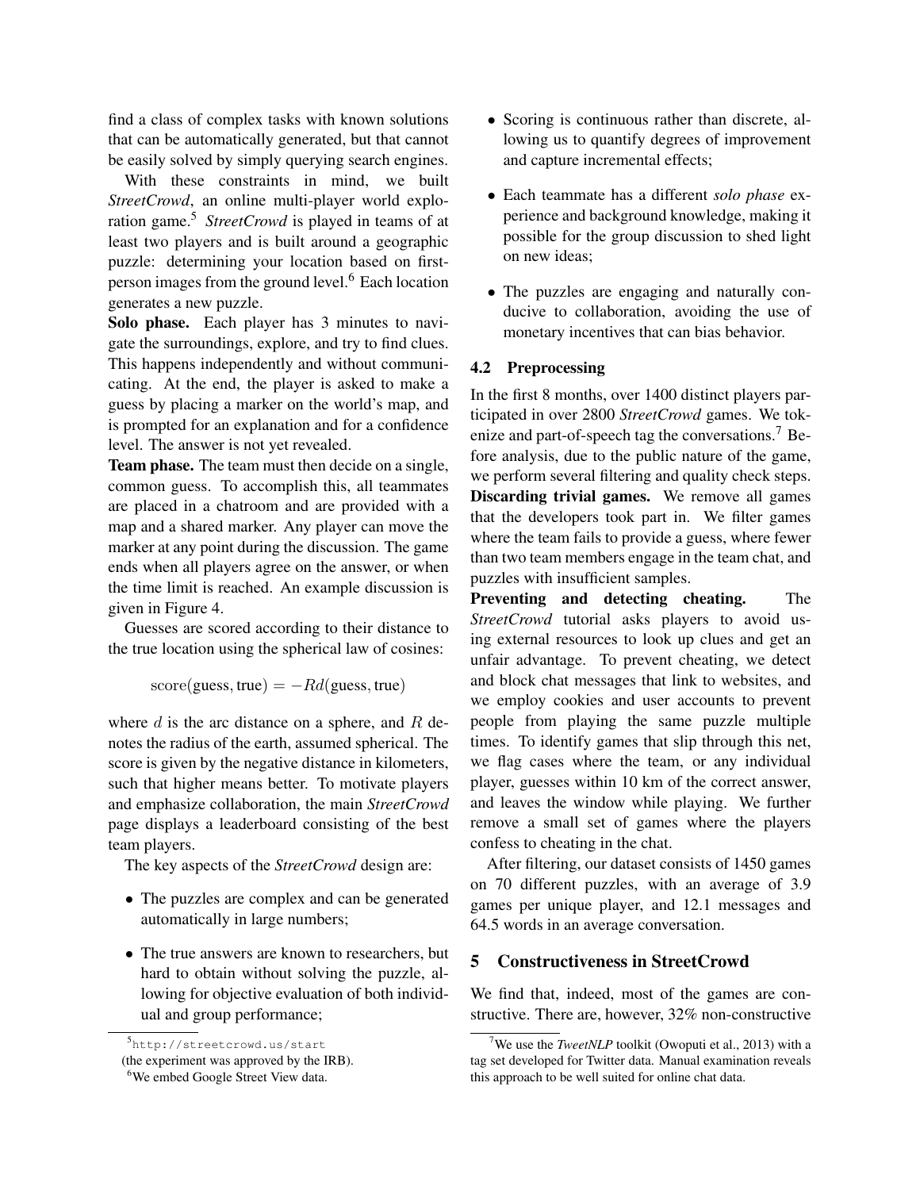find a class of complex tasks with known solutions that can be automatically generated, but that cannot be easily solved by simply querying search engines.

With these constraints in mind, we built *StreetCrowd*, an online multi-player world exploration game.[5] *StreetCrowd* is played in teams of at least two players and is built around a geographic puzzle: determining your location based on first-person images from the ground level.[6] Each location generates a new puzzle.

**Solo phase.** Each player has 3 minutes to navigate the surroundings, explore, and try to find clues. This happens independently and without communicating. At the end, the player is asked to make a guess by placing a marker on the world's map, and is prompted for an explanation and for a confidence level. The answer is not yet revealed.

**Team phase.** The team must then decide on a single, common guess. To accomplish this, all teammates are placed in a chatroom and are provided with a map and a shared marker. Any player can move the marker at any point during the discussion. The game ends when all players agree on the answer, or when the time limit is reached. An example discussion is given in Figure 4.

Guesses are scored according to their distance to the true location using the spherical law of cosines:

$$\text{score}(\text{guess}, \text{true}) = -Rd(\text{guess}, \text{true})$$

where $d$ is the arc distance on a sphere, and $R$ denotes the radius of the earth, assumed spherical. The score is given by the negative distance in kilometers, such that higher means better. To motivate players and emphasize collaboration, the main *StreetCrowd* page displays a leaderboard consisting of the best team players.

The key aspects of the *StreetCrowd* design are:

- The puzzles are complex and can be generated automatically in large numbers;
- The true answers are known to researchers, but hard to obtain without solving the puzzle, allowing for objective evaluation of both individual and group performance;
- Scoring is continuous rather than discrete, allowing us to quantify degrees of improvement and capture incremental effects;
- Each teammate has a different *solo phase* experience and background knowledge, making it possible for the group discussion to shed light on new ideas;
- The puzzles are engaging and naturally conducive to collaboration, avoiding the use of monetary incentives that can bias behavior.

### 4.2 Preprocessing

In the first 8 months, over 1400 distinct players participated in over 2800 *StreetCrowd* games. We tokenize and part-of-speech tag the conversations.[7] Before analysis, due to the public nature of the game, we perform several filtering and quality check steps.

**Discarding trivial games.** We remove all games that the developers took part in. We filter games where the team fails to provide a guess, where fewer than two team members engage in the team chat, and puzzles with insufficient samples.

**Preventing and detecting cheating.** The *StreetCrowd* tutorial asks players to avoid using external resources to look up clues and get an unfair advantage. To prevent cheating, we detect and block chat messages that link to websites, and we employ cookies and user accounts to prevent people from playing the same puzzle multiple times. To identify games that slip through this net, we flag cases where the team, or any individual player, guesses within 10 km of the correct answer, and leaves the window while playing. We further remove a small set of games where the players confess to cheating in the chat.

After filtering, our dataset consists of 1450 games on 70 different puzzles, with an average of 3.9 games per unique player, and 12.1 messages and 64.5 words in an average conversation.

## 5 Constructiveness in StreetCrowd

We find that, indeed, most of the games are constructive. There are, however, 32% non-constructive

---

[5] http://streetcrowd.us/start (the experiment was approved by the IRB).

[6] We embed Google Street View data.

[7] We use the *TweetNLP* toolkit (Owoputi et al., 2013) with a tag set developed for Twitter data. Manual examination reveals this approach to be well suited for online chat data.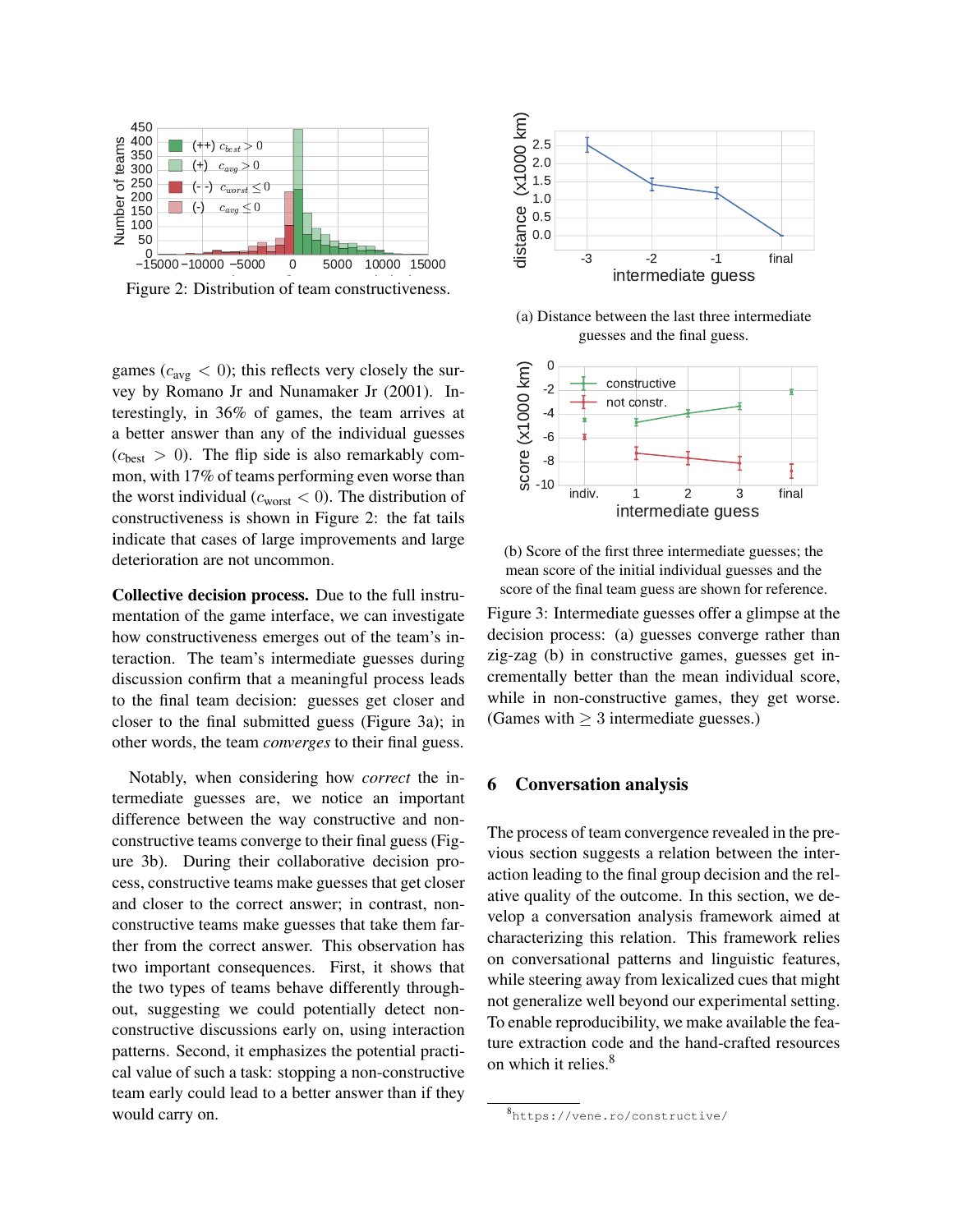Figure 2: Distribution of team constructiveness.

games ($c_{\text{avg}} < 0$); this reflects very closely the survey by Romano Jr and Nunamaker Jr (2001). Interestingly, in 36% of games, the team arrives at a better answer than any of the individual guesses ($c_{\text{best}} > 0$). The flip side is also remarkably common, with 17% of teams performing even worse than the worst individual ($c_{\text{worst}} < 0$). The distribution of constructiveness is shown in Figure 2: the fat tails indicate that cases of large improvements and large deterioration are not uncommon.

**Collective decision process.** Due to the full instrumentation of the game interface, we can investigate how constructiveness emerges out of the team's interaction. The team's intermediate guesses during discussion confirm that a meaningful process leads to the final team decision: guesses get closer and closer to the final submitted guess (Figure 3a); in other words, the team *converges* to their final guess.

Notably, when considering how *correct* the intermediate guesses are, we notice an important difference between the way constructive and non-constructive teams converge to their final guess (Figure 3b). During their collaborative decision process, constructive teams make guesses that get closer and closer to the correct answer; in contrast, non-constructive teams make guesses that take them farther from the correct answer. This observation has two important consequences. First, it shows that the two types of teams behave differently throughout, suggesting we could potentially detect non-constructive discussions early on, using interaction patterns. Second, it emphasizes the potential practical value of such a task: stopping a non-constructive team early could lead to a better answer than if they would carry on.

(a) Distance between the last three intermediate guesses and the final guess.

(b) Score of the first three intermediate guesses; the mean score of the initial individual guesses and the score of the final team guess are shown for reference.

Figure 3: Intermediate guesses offer a glimpse at the decision process: (a) guesses converge rather than zig-zag (b) in constructive games, guesses get incrementally better than the mean individual score, while in non-constructive games, they get worse. (Games with $\geq 3$ intermediate guesses.)

## 6 Conversation analysis

The process of team convergence revealed in the previous section suggests a relation between the interaction leading to the final group decision and the relative quality of the outcome. In this section, we develop a conversation analysis framework aimed at characterizing this relation. This framework relies on conversational patterns and linguistic features, while steering away from lexicalized cues that might not generalize well beyond our experimental setting. To enable reproducibility, we make available the feature extraction code and the hand-crafted resources on which it relies.[8]

[8] https://vene.ro/constructive/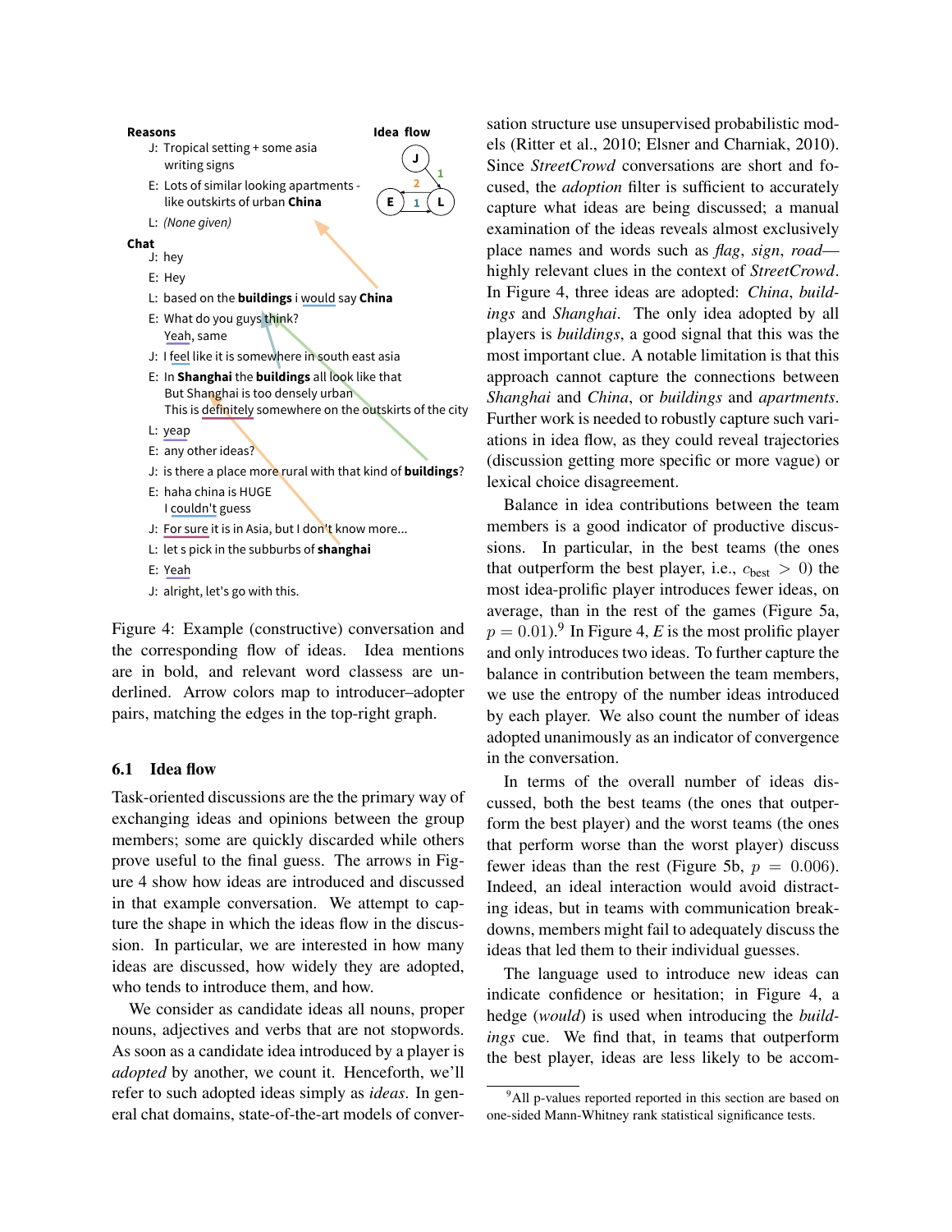**Reasons**

J: Tropical setting + some asia writing signs

E: Lots of similar looking apartments - like outskirts of urban **China**

L: *(None given)*

**Idea flow**

**Chat**

J: hey

E: Hey

L: based on the **buildings** i would say **China**

E: What do you guys think?
Yeah, same

J: I feel like it is somewhere in south east asia

E: In **Shanghai** the **buildings** all look like that
But Shanghai is too densely urban
This is definitely somewhere on the outskirts of the city

L: yeap

E: any other ideas?

J: is there a place more rural with that kind of **buildings**?

E: haha china is HUGE
I couldn't guess

J: For sure it is in Asia, but I don't know more...

L: let s pick in the subburbs of **shanghai**

E: Yeah

J: alright, let's go with this.

Figure 4: Example (constructive) conversation and the corresponding flow of ideas. Idea mentions are in bold, and relevant word classess are underlined. Arrow colors map to introducer–adopter pairs, matching the edges in the top-right graph.

### 6.1 Idea flow

Task-oriented discussions are the the primary way of exchanging ideas and opinions between the group members; some are quickly discarded while others prove useful to the final guess. The arrows in Figure 4 show how ideas are introduced and discussed in that example conversation. We attempt to capture the shape in which the ideas flow in the discussion. In particular, we are interested in how many ideas are discussed, how widely they are adopted, who tends to introduce them, and how.

We consider as candidate ideas all nouns, proper nouns, adjectives and verbs that are not stopwords. As soon as a candidate idea introduced by a player is *adopted* by another, we count it. Henceforth, we'll refer to such adopted ideas simply as *ideas*. In general chat domains, state-of-the-art models of conversation structure use unsupervised probabilistic models (Ritter et al., 2010; Elsner and Charniak, 2010). Since *StreetCrowd* conversations are short and focused, the *adoption* filter is sufficient to accurately capture what ideas are being discussed; a manual examination of the ideas reveals almost exclusively place names and words such as *flag*, *sign*, *road*—highly relevant clues in the context of *StreetCrowd*. In Figure 4, three ideas are adopted: *China*, *buildings* and *Shanghai*. The only idea adopted by all players is *buildings*, a good signal that this was the most important clue. A notable limitation is that this approach cannot capture the connections between *Shanghai* and *China*, or *buildings* and *apartments*. Further work is needed to robustly capture such variations in idea flow, as they could reveal trajectories (discussion getting more specific or more vague) or lexical choice disagreement.

Balance in idea contributions between the team members is a good indicator of productive discussions. In particular, in the best teams (the ones that outperform the best player, i.e., $c_{\text{best}} > 0$) the most idea-prolific player introduces fewer ideas, on average, than in the rest of the games (Figure 5a, $p = 0.01$).[9] In Figure 4, *E* is the most prolific player and only introduces two ideas. To further capture the balance in contribution between the team members, we use the entropy of the number ideas introduced by each player. We also count the number of ideas adopted unanimously as an indicator of convergence in the conversation.

In terms of the overall number of ideas discussed, both the best teams (the ones that outperform the best player) and the worst teams (the ones that perform worse than the worst player) discuss fewer ideas than the rest (Figure 5b, $p = 0.006$). Indeed, an ideal interaction would avoid distracting ideas, but in teams with communication breakdowns, members might fail to adequately discuss the ideas that led them to their individual guesses.

The language used to introduce new ideas can indicate confidence or hesitation; in Figure 4, a hedge (*would*) is used when introducing the *buildings* cue. We find that, in teams that outperform the best player, ideas are less likely to be accom-

[9] All p-values reported reported in this section are based on one-sided Mann-Whitney rank statistical significance tests.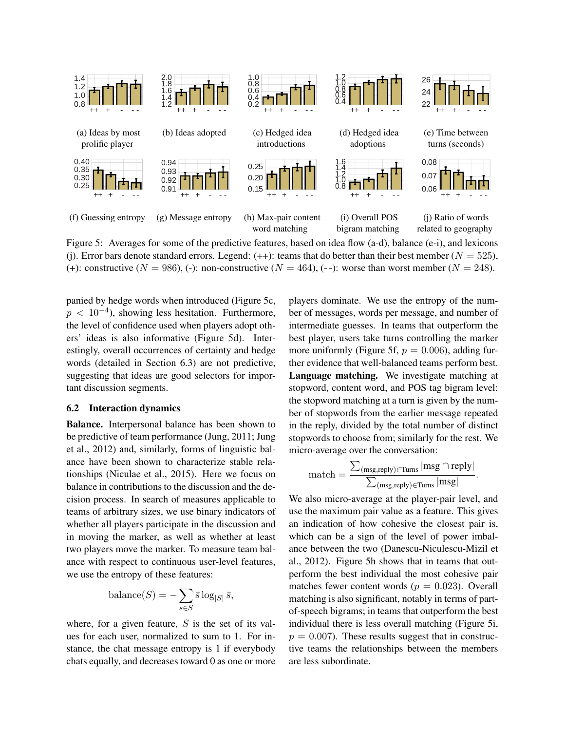(a) Ideas by most prolific player

(b) Ideas adopted

(c) Hedged idea introductions

(d) Hedged idea adoptions

(e) Time between turns (seconds)

(f) Guessing entropy

(g) Message entropy

(h) Max-pair content word matching

(i) Overall POS bigram matching

(j) Ratio of words related to geography

Figure 5: Averages for some of the predictive features, based on idea flow (a-d), balance (e-i), and lexicons (j). Error bars denote standard errors. Legend: (++): teams that do better than their best member ($N = 525$), (+): constructive ($N = 986$), (-): non-constructive ($N = 464$), (- -): worse than worst member ($N = 248$).

panied by hedge words when introduced (Figure 5c, $p < 10^{-4}$), showing less hesitation. Furthermore, the level of confidence used when players adopt others' ideas is also informative (Figure 5d). Interestingly, overall occurrences of certainty and hedge words (detailed in Section 6.3) are not predictive, suggesting that ideas are good selectors for important discussion segments.

## 6.2 Interaction dynamics

**Balance.** Interpersonal balance has been shown to be predictive of team performance (Jung, 2011; Jung et al., 2012) and, similarly, forms of linguistic balance have been shown to characterize stable relationships (Niculae et al., 2015). Here we focus on balance in contributions to the discussion and the decision process. In search of measures applicable to teams of arbitrary sizes, we use binary indicators of whether all players participate in the discussion and in moving the marker, as well as whether at least two players move the marker. To measure team balance with respect to continuous user-level features, we use the entropy of these features:

$$\text{balance}(S) = -\sum_{\bar{s} \in S} \bar{s} \log_{|S|} \bar{s},$$

where, for a given feature, $S$ is the set of its values for each user, normalized to sum to 1. For instance, the chat message entropy is 1 if everybody chats equally, and decreases toward 0 as one or more players dominate. We use the entropy of the number of messages, words per message, and number of intermediate guesses. In teams that outperform the best player, users take turns controlling the marker more uniformly (Figure 5f, $p = 0.006$), adding further evidence that well-balanced teams perform best.

**Language matching.** We investigate matching at stopword, content word, and POS tag bigram level: the stopword matching at a turn is given by the number of stopwords from the earlier message repeated in the reply, divided by the total number of distinct stopwords to choose from; similarly for the rest. We micro-average over the conversation:

$$\text{match} = \frac{\sum_{(\text{msg},\text{reply}) \in \text{Turns}} |\text{msg} \cap \text{reply}|}{\sum_{(\text{msg},\text{reply}) \in \text{Turns}} |\text{msg}|}.$$

We also micro-average at the player-pair level, and use the maximum pair value as a feature. This gives an indication of how cohesive the closest pair is, which can be a sign of the level of power imbalance between the two (Danescu-Niculescu-Mizil et al., 2012). Figure 5h shows that in teams that outperform the best individual the most cohesive pair matches fewer content words ($p = 0.023$). Overall matching is also significant, notably in terms of part-of-speech bigrams; in teams that outperform the best individual there is less overall matching (Figure 5i, $p = 0.007$). These results suggest that in constructive teams the relationships between the members are less subordinate.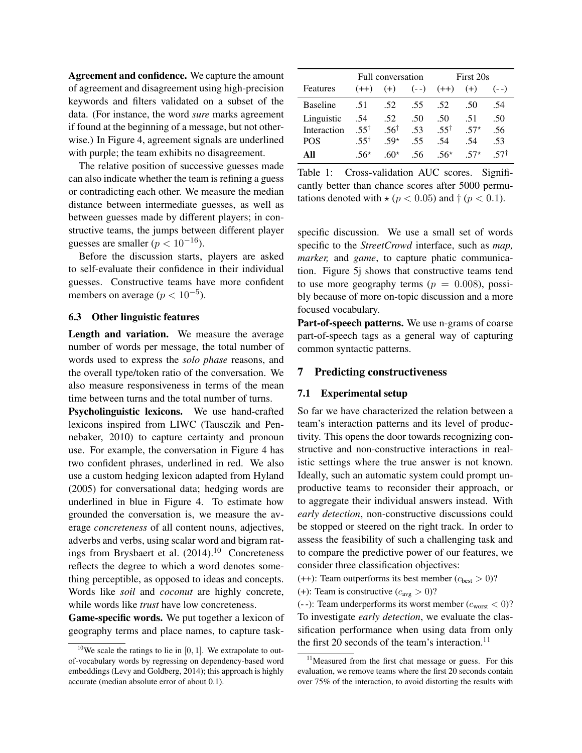**Agreement and confidence.** We capture the amount of agreement and disagreement using high-precision keywords and filters validated on a subset of the data. (For instance, the word *sure* marks agreement if found at the beginning of a message, but not otherwise.) In Figure 4, agreement signals are underlined with purple; the team exhibits no disagreement.

The relative position of successive guesses made can also indicate whether the team is refining a guess or contradicting each other. We measure the median distance between intermediate guesses, as well as between guesses made by different players; in constructive teams, the jumps between different player guesses are smaller ($p < 10^{-16}$).

Before the discussion starts, players are asked to self-evaluate their confidence in their individual guesses. Constructive teams have more confident members on average ($p < 10^{-5}$).

### 6.3 Other linguistic features

**Length and variation.** We measure the average number of words per message, the total number of words used to express the *solo phase* reasons, and the overall type/token ratio of the conversation. We also measure responsiveness in terms of the mean time between turns and the total number of turns.

**Psycholinguistic lexicons.** We use hand-crafted lexicons inspired from LIWC (Tausczik and Pennebaker, 2010) to capture certainty and pronoun use. For example, the conversation in Figure 4 has two confident phrases, underlined in red. We also use a custom hedging lexicon adapted from Hyland (2005) for conversational data; hedging words are underlined in blue in Figure 4. To estimate how grounded the conversation is, we measure the average *concreteness* of all content nouns, adjectives, adverbs and verbs, using scalar word and bigram ratings from Brysbaert et al. (2014).[10] Concreteness reflects the degree to which a word denotes something perceptible, as opposed to ideas and concepts. Words like *soil* and *coconut* are highly concrete, while words like *trust* have low concreteness.

**Game-specific words.** We put together a lexicon of geography terms and place names, to capture task-specific discussion. We use a small set of words specific to the *StreetCrowd* interface, such as *map, marker,* and *game*, to capture phatic communication. Figure 5j shows that constructive teams tend to use more geography terms ($p = 0.008$), possibly because of more on-topic discussion and a more focused vocabulary.

**Part-of-speech patterns.** We use n-grams of coarse part-of-speech tags as a general way of capturing common syntactic patterns.

| Features | Full conversation (++) | (+) | (- -) | First 20s (++) | (+) | (- -) |
|---|---|---|---|---|---|---|
| Baseline | .51 | .52 | .55 | .52 | .50 | .54 |
| Linguistic | .54 | .52 | .50 | .50 | .51 | .50 |
| Interaction | .55$^{\dagger}$ | .56$^{\dagger}$ | .53 | .55$^{\dagger}$ | .57$^{\star}$ | .56 |
| POS | .55$^{\dagger}$ | .59$^{\star}$ | .55 | .54 | .54 | .53 |
| **All** | .56$^{\star}$ | .60$^{\star}$ | .56 | .56$^{\star}$ | .57$^{\star}$ | .57$^{\dagger}$ |

Table 1: Cross-validation AUC scores. Significantly better than chance scores after 5000 permutations denoted with $\star$ ($p < 0.05$) and $\dagger$ ($p < 0.1$).

## 7 Predicting constructiveness

### 7.1 Experimental setup

So far we have characterized the relation between a team's interaction patterns and its level of productivity. This opens the door towards recognizing constructive and non-constructive interactions in realistic settings where the true answer is not known. Ideally, such an automatic system could prompt unproductive teams to reconsider their approach, or to aggregate their individual answers instead. With *early detection*, non-constructive discussions could be stopped or steered on the right track. In order to assess the feasibility of such a challenging task and to compare the predictive power of our features, we consider three classification objectives:

(++): Team outperforms its best member ($c_{\text{best}} > 0$)?
(+): Team is constructive ($c_{\text{avg}} > 0$)?
(- -): Team underperforms its worst member ($c_{\text{worst}} < 0$)?

To investigate *early detection*, we evaluate the classification performance when using data from only the first 20 seconds of the team's interaction.[11]

[10] We scale the ratings to lie in $[0, 1]$. We extrapolate to out-of-vocabulary words by regressing on dependency-based word embeddings (Levy and Goldberg, 2014); this approach is highly accurate (median absolute error of about 0.1).

[11] Measured from the first chat message or guess. For this evaluation, we remove teams where the first 20 seconds contain over 75% of the interaction, to avoid distorting the results with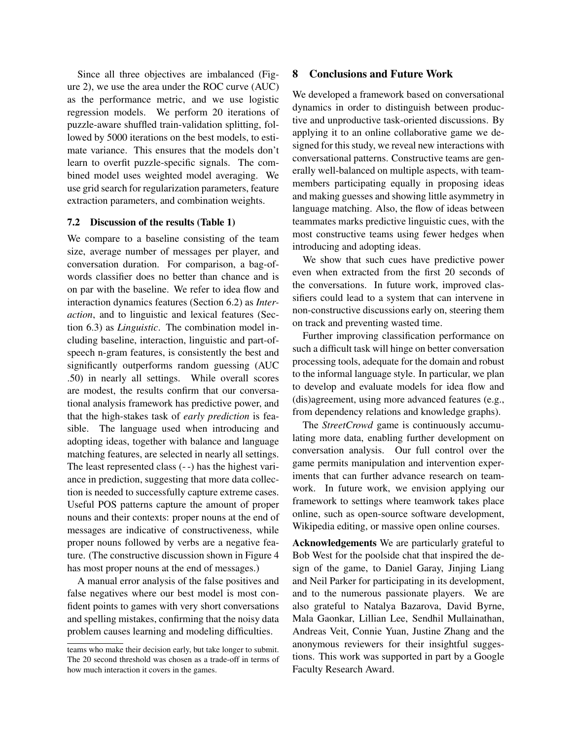Since all three objectives are imbalanced (Figure 2), we use the area under the ROC curve (AUC) as the performance metric, and we use logistic regression models. We perform 20 iterations of puzzle-aware shuffled train-validation splitting, followed by 5000 iterations on the best models, to estimate variance. This ensures that the models don't learn to overfit puzzle-specific signals. The combined model uses weighted model averaging. We use grid search for regularization parameters, feature extraction parameters, and combination weights.

### 7.2 Discussion of the results (Table 1)

We compare to a baseline consisting of the team size, average number of messages per player, and conversation duration. For comparison, a bag-of-words classifier does no better than chance and is on par with the baseline. We refer to idea flow and interaction dynamics features (Section 6.2) as *Interaction*, and to linguistic and lexical features (Section 6.3) as *Linguistic*. The combination model including baseline, interaction, linguistic and part-of-speech n-gram features, is consistently the best and significantly outperforms random guessing (AUC .50) in nearly all settings. While overall scores are modest, the results confirm that our conversational analysis framework has predictive power, and that the high-stakes task of *early prediction* is feasible. The language used when introducing and adopting ideas, together with balance and language matching features, are selected in nearly all settings. The least represented class (- -) has the highest variance in prediction, suggesting that more data collection is needed to successfully capture extreme cases. Useful POS patterns capture the amount of proper nouns and their contexts: proper nouns at the end of messages are indicative of constructiveness, while proper nouns followed by verbs are a negative feature. (The constructive discussion shown in Figure 4 has most proper nouns at the end of messages.)

A manual error analysis of the false positives and false negatives where our best model is most confident points to games with very short conversations and spelling mistakes, confirming that the noisy data problem causes learning and modeling difficulties.

teams who make their decision early, but take longer to submit. The 20 second threshold was chosen as a trade-off in terms of how much interaction it covers in the games.

## 8 Conclusions and Future Work

We developed a framework based on conversational dynamics in order to distinguish between productive and unproductive task-oriented discussions. By applying it to an online collaborative game we designed for this study, we reveal new interactions with conversational patterns. Constructive teams are generally well-balanced on multiple aspects, with teammembers participating equally in proposing ideas and making guesses and showing little asymmetry in language matching. Also, the flow of ideas between teammates marks predictive linguistic cues, with the most constructive teams using fewer hedges when introducing and adopting ideas.

We show that such cues have predictive power even when extracted from the first 20 seconds of the conversations. In future work, improved classifiers could lead to a system that can intervene in non-constructive discussions early on, steering them on track and preventing wasted time.

Further improving classification performance on such a difficult task will hinge on better conversation processing tools, adequate for the domain and robust to the informal language style. In particular, we plan to develop and evaluate models for idea flow and (dis)agreement, using more advanced features (e.g., from dependency relations and knowledge graphs).

The *StreetCrowd* game is continuously accumulating more data, enabling further development on conversation analysis. Our full control over the game permits manipulation and intervention experiments that can further advance research on teamwork. In future work, we envision applying our framework to settings where teamwork takes place online, such as open-source software development, Wikipedia editing, or massive open online courses.

**Acknowledgements** We are particularly grateful to Bob West for the poolside chat that inspired the design of the game, to Daniel Garay, Jinjing Liang and Neil Parker for participating in its development, and to the numerous passionate players. We are also grateful to Natalya Bazarova, David Byrne, Mala Gaonkar, Lillian Lee, Sendhil Mullainathan, Andreas Veit, Connie Yuan, Justine Zhang and the anonymous reviewers for their insightful suggestions. This work was supported in part by a Google Faculty Research Award.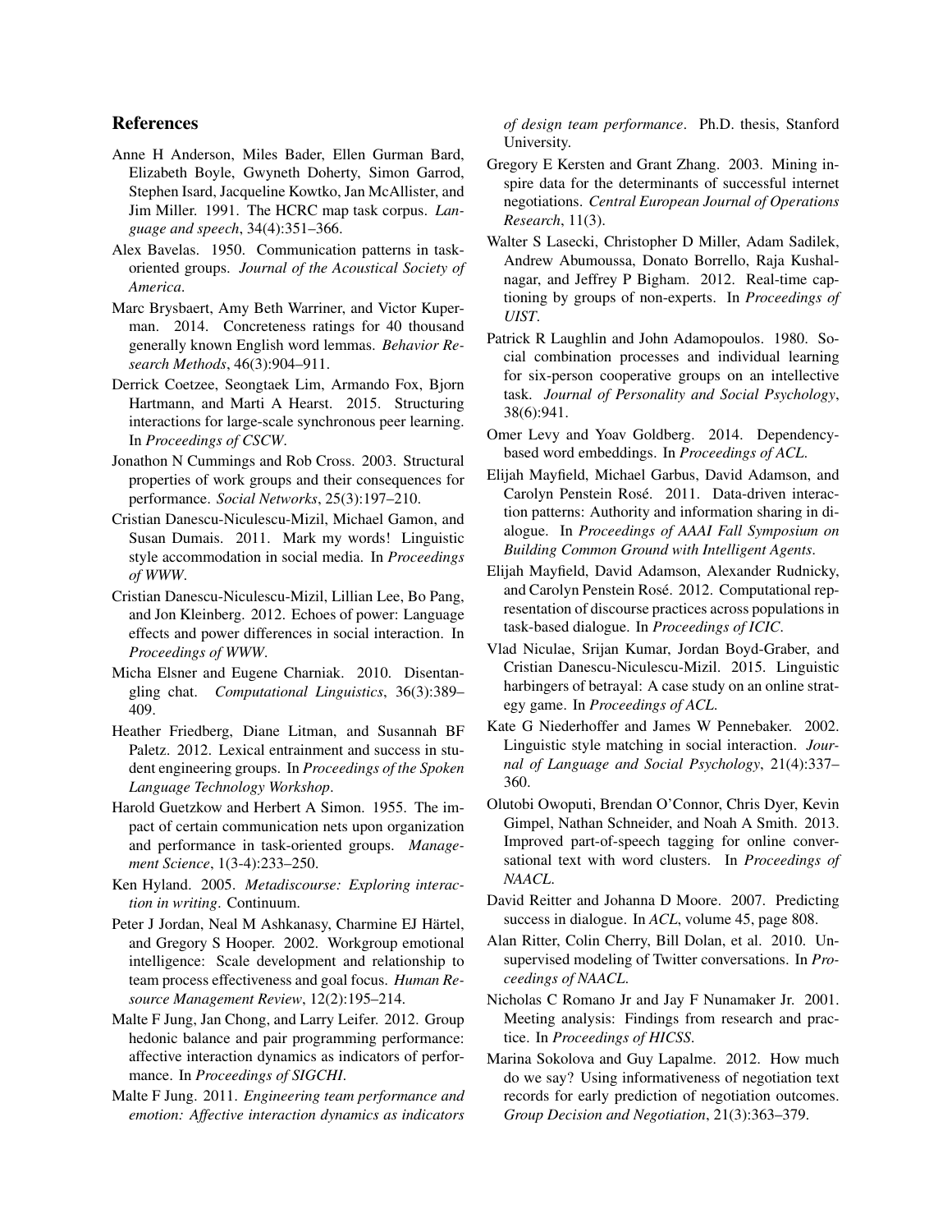## References

Anne H Anderson, Miles Bader, Ellen Gurman Bard, Elizabeth Boyle, Gwyneth Doherty, Simon Garrod, Stephen Isard, Jacqueline Kowtko, Jan McAllister, and Jim Miller. 1991. The HCRC map task corpus. *Language and speech*, 34(4):351–366.

Alex Bavelas. 1950. Communication patterns in task-oriented groups. *Journal of the Acoustical Society of America*.

Marc Brysbaert, Amy Beth Warriner, and Victor Kuperman. 2014. Concreteness ratings for 40 thousand generally known English word lemmas. *Behavior Research Methods*, 46(3):904–911.

Derrick Coetzee, Seongtaek Lim, Armando Fox, Bjorn Hartmann, and Marti A Hearst. 2015. Structuring interactions for large-scale synchronous peer learning. In *Proceedings of CSCW*.

Jonathon N Cummings and Rob Cross. 2003. Structural properties of work groups and their consequences for performance. *Social Networks*, 25(3):197–210.

Cristian Danescu-Niculescu-Mizil, Michael Gamon, and Susan Dumais. 2011. Mark my words! Linguistic style accommodation in social media. In *Proceedings of WWW*.

Cristian Danescu-Niculescu-Mizil, Lillian Lee, Bo Pang, and Jon Kleinberg. 2012. Echoes of power: Language effects and power differences in social interaction. In *Proceedings of WWW*.

Micha Elsner and Eugene Charniak. 2010. Disentangling chat. *Computational Linguistics*, 36(3):389–409.

Heather Friedberg, Diane Litman, and Susannah BF Paletz. 2012. Lexical entrainment and success in student engineering groups. In *Proceedings of the Spoken Language Technology Workshop*.

Harold Guetzkow and Herbert A Simon. 1955. The impact of certain communication nets upon organization and performance in task-oriented groups. *Management Science*, 1(3-4):233–250.

Ken Hyland. 2005. *Metadiscourse: Exploring interaction in writing*. Continuum.

Peter J Jordan, Neal M Ashkanasy, Charmine EJ Härtel, and Gregory S Hooper. 2002. Workgroup emotional intelligence: Scale development and relationship to team process effectiveness and goal focus. *Human Resource Management Review*, 12(2):195–214.

Malte F Jung, Jan Chong, and Larry Leifer. 2012. Group hedonic balance and pair programming performance: affective interaction dynamics as indicators of performance. In *Proceedings of SIGCHI*.

Malte F Jung. 2011. *Engineering team performance and emotion: Affective interaction dynamics as indicators of design team performance*. Ph.D. thesis, Stanford University.

Gregory E Kersten and Grant Zhang. 2003. Mining inspire data for the determinants of successful internet negotiations. *Central European Journal of Operations Research*, 11(3).

Walter S Lasecki, Christopher D Miller, Adam Sadilek, Andrew Abumoussa, Donato Borrello, Raja Kushalnagar, and Jeffrey P Bigham. 2012. Real-time captioning by groups of non-experts. In *Proceedings of UIST*.

Patrick R Laughlin and John Adamopoulos. 1980. Social combination processes and individual learning for six-person cooperative groups on an intellective task. *Journal of Personality and Social Psychology*, 38(6):941.

Omer Levy and Yoav Goldberg. 2014. Dependency-based word embeddings. In *Proceedings of ACL*.

Elijah Mayfield, Michael Garbus, David Adamson, and Carolyn Penstein Rosé. 2011. Data-driven interaction patterns: Authority and information sharing in dialogue. In *Proceedings of AAAI Fall Symposium on Building Common Ground with Intelligent Agents*.

Elijah Mayfield, David Adamson, Alexander Rudnicky, and Carolyn Penstein Rosé. 2012. Computational representation of discourse practices across populations in task-based dialogue. In *Proceedings of ICIC*.

Vlad Niculae, Srijan Kumar, Jordan Boyd-Graber, and Cristian Danescu-Niculescu-Mizil. 2015. Linguistic harbingers of betrayal: A case study on an online strategy game. In *Proceedings of ACL*.

Kate G Niederhoffer and James W Pennebaker. 2002. Linguistic style matching in social interaction. *Journal of Language and Social Psychology*, 21(4):337–360.

Olutobi Owoputi, Brendan O'Connor, Chris Dyer, Kevin Gimpel, Nathan Schneider, and Noah A Smith. 2013. Improved part-of-speech tagging for online conversational text with word clusters. In *Proceedings of NAACL*.

David Reitter and Johanna D Moore. 2007. Predicting success in dialogue. In *ACL*, volume 45, page 808.

Alan Ritter, Colin Cherry, Bill Dolan, et al. 2010. Unsupervised modeling of Twitter conversations. In *Proceedings of NAACL*.

Nicholas C Romano Jr and Jay F Nunamaker Jr. 2001. Meeting analysis: Findings from research and practice. In *Proceedings of HICSS*.

Marina Sokolova and Guy Lapalme. 2012. How much do we say? Using informativeness of negotiation text records for early prediction of negotiation outcomes. *Group Decision and Negotiation*, 21(3):363–379.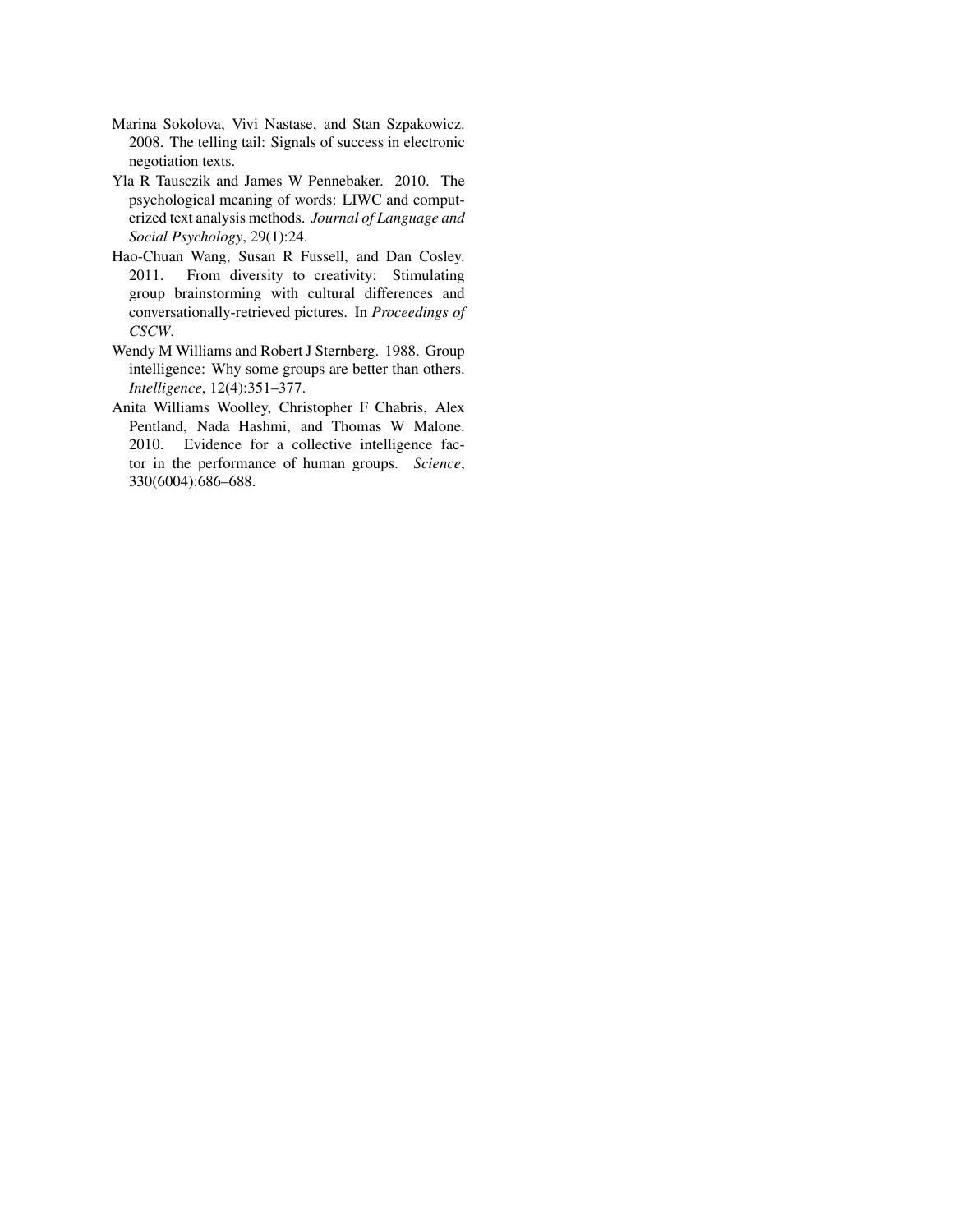Marina Sokolova, Vivi Nastase, and Stan Szpakowicz. 2008. The telling tail: Signals of success in electronic negotiation texts.

Yla R Tausczik and James W Pennebaker. 2010. The psychological meaning of words: LIWC and computerized text analysis methods. *Journal of Language and Social Psychology*, 29(1):24.

Hao-Chuan Wang, Susan R Fussell, and Dan Cosley. 2011. From diversity to creativity: Stimulating group brainstorming with cultural differences and conversationally-retrieved pictures. In *Proceedings of CSCW*.

Wendy M Williams and Robert J Sternberg. 1988. Group intelligence: Why some groups are better than others. *Intelligence*, 12(4):351–377.

Anita Williams Woolley, Christopher F Chabris, Alex Pentland, Nada Hashmi, and Thomas W Malone. 2010. Evidence for a collective intelligence factor in the performance of human groups. *Science*, 330(6004):686–688.